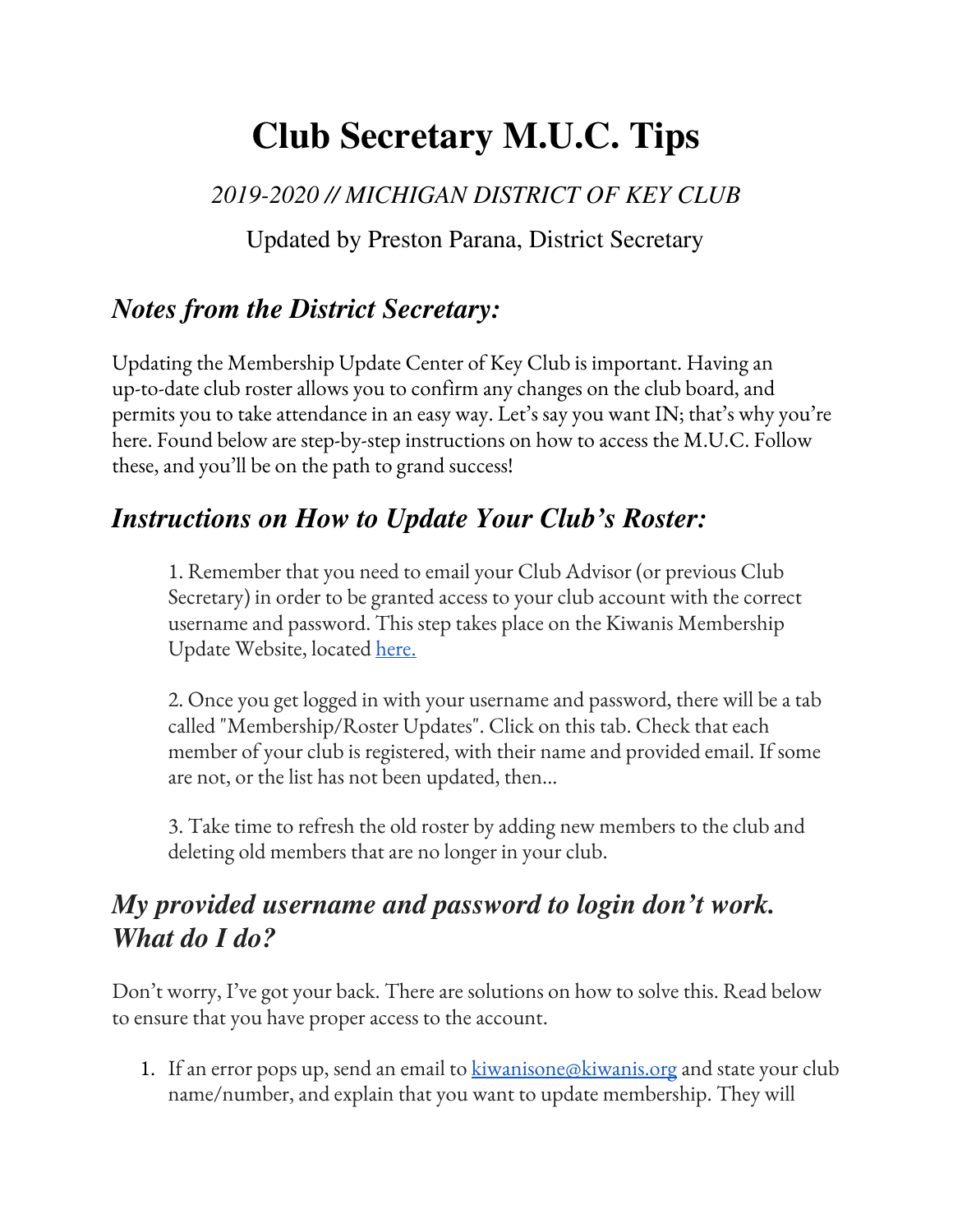# Club Secretary M.U.C. Tips

*2019-2020 // MICHIGAN DISTRICT OF KEY CLUB*

Updated by Preston Parana, District Secretary

## *Notes from the District Secretary:*

Updating the Membership Update Center of Key Club is important. Having an up-to-date club roster allows you to confirm any changes on the club board, and permits you to take attendance in an easy way. Let's say you want IN; that's why you're here. Found below are step-by-step instructions on how to access the M.U.C. Follow these, and you'll be on the path to grand success!

## *Instructions on How to Update Your Club's Roster:*

1. Remember that you need to email your Club Advisor (or previous Club Secretary) in order to be granted access to your club account with the correct username and password. This step takes place on the Kiwanis Membership Update Website, located here.

2. Once you get logged in with your username and password, there will be a tab called "Membership/Roster Updates". Click on this tab. Check that each member of your club is registered, with their name and provided email. If some are not, or the list has not been updated, then...

3. Take time to refresh the old roster by adding new members to the club and deleting old members that are no longer in your club.

## *My provided username and password to login don't work. What do I do?*

Don't worry, I've got your back. There are solutions on how to solve this. Read below to ensure that you have proper access to the account.

1. If an error pops up, send an email to kiwanisone@kiwanis.org and state your club name/number, and explain that you want to update membership. They will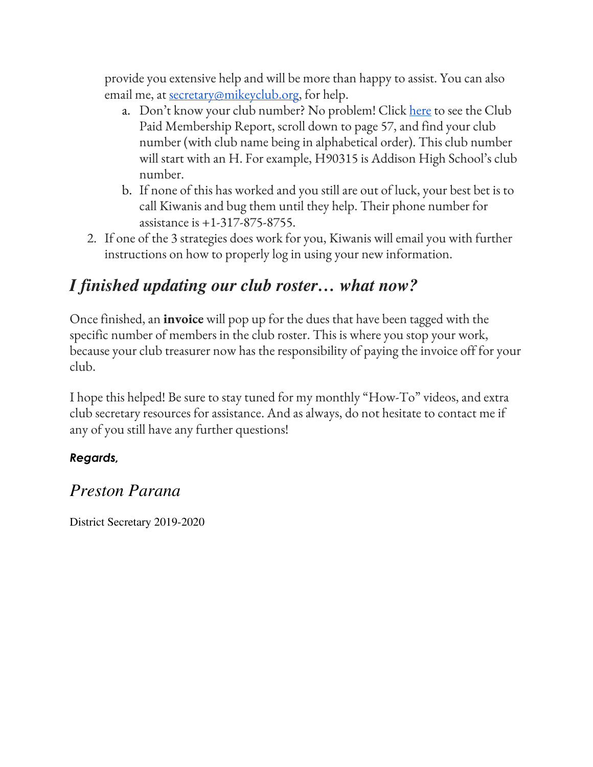provide you extensive help and will be more than happy to assist. You can also email me, at [secretary@mikeyclub.org](mailto:secretary@mikeyclub.org), for help.

   a. Don't know your club number? No problem! Click here to see the Club Paid Membership Report, scroll down to page 57, and find your club number (with club name being in alphabetical order). This club number will start with an H. For example, H90315 is Addison High School's club number.
   b. If none of this has worked and you still are out of luck, your best bet is to call Kiwanis and bug them until they help. Their phone number for assistance is +1-317-875-8755.

2. If one of the 3 strategies does work for you, Kiwanis will email you with further instructions on how to properly log in using your new information.

## *I finished updating our club roster… what now?*

Once finished, an **invoice** will pop up for the dues that have been tagged with the specific number of members in the club roster. This is where you stop your work, because your club treasurer now has the responsibility of paying the invoice off for your club.

I hope this helped! Be sure to stay tuned for my monthly "How-To" videos, and extra club secretary resources for assistance. And as always, do not hesitate to contact me if any of you still have any further questions!

***Regards,***

*Preston Parana*

District Secretary 2019-2020